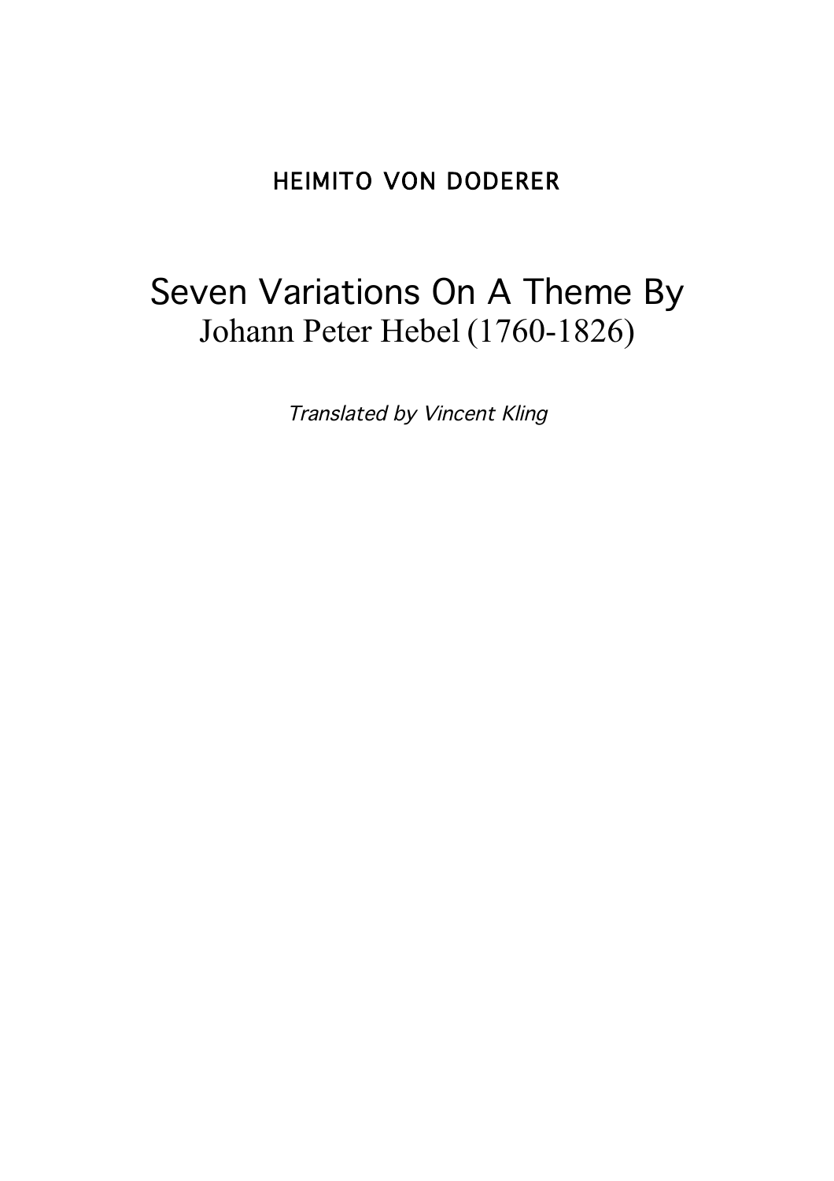HEIMITO VON DODERER

# Seven Variations On A Theme By Johann Peter Hebel (1760-1826)

*Translated by Vincent Kling*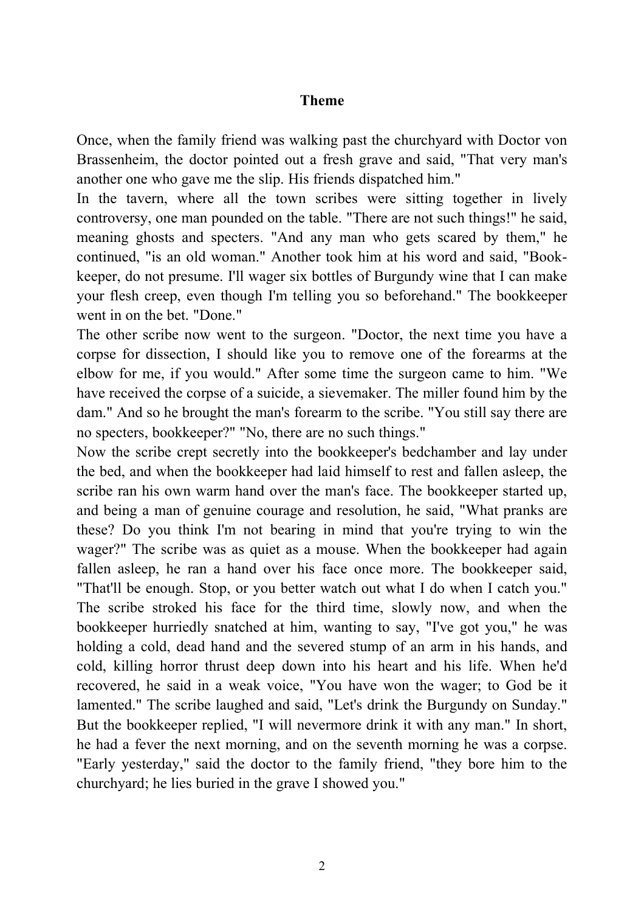# Theme

Once, when the family friend was walking past the churchyard with Doctor von Brassenheim, the doctor pointed out a fresh grave and said, "That very man's another one who gave me the slip. His friends dispatched him."

In the tavern, where all the town scribes were sitting together in lively controversy, one man pounded on the table. "There are not such things!" he said, meaning ghosts and specters. "And any man who gets scared by them," he continued, "is an old woman." Another took him at his word and said, "Book-keeper, do not presume. I'll wager six bottles of Burgundy wine that I can make your flesh creep, even though I'm telling you so beforehand." The bookkeeper went in on the bet. "Done."

The other scribe now went to the surgeon. "Doctor, the next time you have a corpse for dissection, I should like you to remove one of the forearms at the elbow for me, if you would." After some time the surgeon came to him. "We have received the corpse of a suicide, a sievemaker. The miller found him by the dam." And so he brought the man's forearm to the scribe. "You still say there are no specters, bookkeeper?" "No, there are no such things."

Now the scribe crept secretly into the bookkeeper's bedchamber and lay under the bed, and when the bookkeeper had laid himself to rest and fallen asleep, the scribe ran his own warm hand over the man's face. The bookkeeper started up, and being a man of genuine courage and resolution, he said, "What pranks are these? Do you think I'm not bearing in mind that you're trying to win the wager?" The scribe was as quiet as a mouse. When the bookkeeper had again fallen asleep, he ran a hand over his face once more. The bookkeeper said, "That'll be enough. Stop, or you better watch out what I do when I catch you." The scribe stroked his face for the third time, slowly now, and when the bookkeeper hurriedly snatched at him, wanting to say, "I've got you," he was holding a cold, dead hand and the severed stump of an arm in his hands, and cold, killing horror thrust deep down into his heart and his life. When he'd recovered, he said in a weak voice, "You have won the wager; to God be it lamented." The scribe laughed and said, "Let's drink the Burgundy on Sunday." But the bookkeeper replied, "I will nevermore drink it with any man." In short, he had a fever the next morning, and on the seventh morning he was a corpse. "Early yesterday," said the doctor to the family friend, "they bore him to the churchyard; he lies buried in the grave I showed you."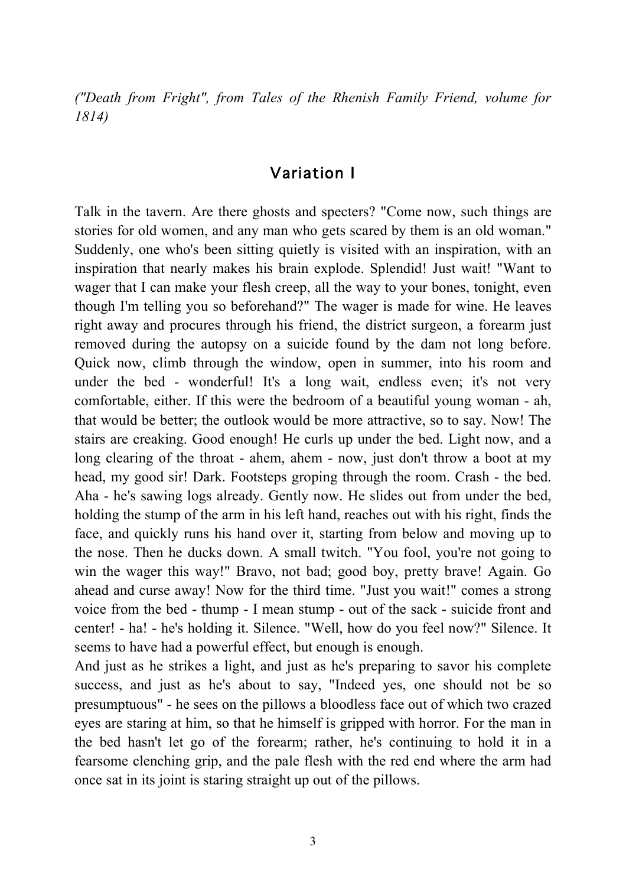*("Death from Fright", from Tales of the Rhenish Family Friend, volume for 1814)*

## Variation I

Talk in the tavern. Are there ghosts and specters? "Come now, such things are stories for old women, and any man who gets scared by them is an old woman." Suddenly, one who's been sitting quietly is visited with an inspiration, with an inspiration that nearly makes his brain explode. Splendid! Just wait! "Want to wager that I can make your flesh creep, all the way to your bones, tonight, even though I'm telling you so beforehand?" The wager is made for wine. He leaves right away and procures through his friend, the district surgeon, a forearm just removed during the autopsy on a suicide found by the dam not long before. Quick now, climb through the window, open in summer, into his room and under the bed - wonderful! It's a long wait, endless even; it's not very comfortable, either. If this were the bedroom of a beautiful young woman - ah, that would be better; the outlook would be more attractive, so to say. Now! The stairs are creaking. Good enough! He curls up under the bed. Light now, and a long clearing of the throat - ahem, ahem - now, just don't throw a boot at my head, my good sir! Dark. Footsteps groping through the room. Crash - the bed. Aha - he's sawing logs already. Gently now. He slides out from under the bed, holding the stump of the arm in his left hand, reaches out with his right, finds the face, and quickly runs his hand over it, starting from below and moving up to the nose. Then he ducks down. A small twitch. "You fool, you're not going to win the wager this way!" Bravo, not bad; good boy, pretty brave! Again. Go ahead and curse away! Now for the third time. "Just you wait!" comes a strong voice from the bed - thump - I mean stump - out of the sack - suicide front and center! - ha! - he's holding it. Silence. "Well, how do you feel now?" Silence. It seems to have had a powerful effect, but enough is enough.

And just as he strikes a light, and just as he's preparing to savor his complete success, and just as he's about to say, "Indeed yes, one should not be so presumptuous" - he sees on the pillows a bloodless face out of which two crazed eyes are staring at him, so that he himself is gripped with horror. For the man in the bed hasn't let go of the forearm; rather, he's continuing to hold it in a fearsome clenching grip, and the pale flesh with the red end where the arm had once sat in its joint is staring straight up out of the pillows.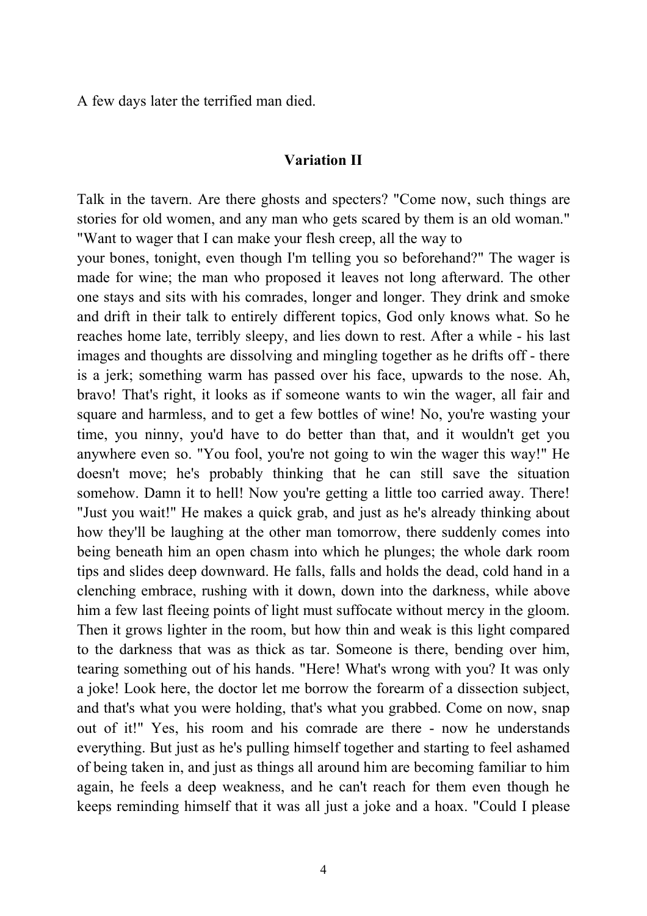A few days later the terrified man died.

## Variation II

Talk in the tavern. Are there ghosts and specters? "Come now, such things are stories for old women, and any man who gets scared by them is an old woman." "Want to wager that I can make your flesh creep, all the way to your bones, tonight, even though I'm telling you so beforehand?" The wager is made for wine; the man who proposed it leaves not long afterward. The other one stays and sits with his comrades, longer and longer. They drink and smoke and drift in their talk to entirely different topics, God only knows what. So he reaches home late, terribly sleepy, and lies down to rest. After a while - his last images and thoughts are dissolving and mingling together as he drifts off - there is a jerk; something warm has passed over his face, upwards to the nose. Ah, bravo! That's right, it looks as if someone wants to win the wager, all fair and square and harmless, and to get a few bottles of wine! No, you're wasting your time, you ninny, you'd have to do better than that, and it wouldn't get you anywhere even so. "You fool, you're not going to win the wager this way!" He doesn't move; he's probably thinking that he can still save the situation somehow. Damn it to hell! Now you're getting a little too carried away. There! "Just you wait!" He makes a quick grab, and just as he's already thinking about how they'll be laughing at the other man tomorrow, there suddenly comes into being beneath him an open chasm into which he plunges; the whole dark room tips and slides deep downward. He falls, falls and holds the dead, cold hand in a clenching embrace, rushing with it down, down into the darkness, while above him a few last fleeing points of light must suffocate without mercy in the gloom. Then it grows lighter in the room, but how thin and weak is this light compared to the darkness that was as thick as tar. Someone is there, bending over him, tearing something out of his hands. "Here! What's wrong with you? It was only a joke! Look here, the doctor let me borrow the forearm of a dissection subject, and that's what you were holding, that's what you grabbed. Come on now, snap out of it!" Yes, his room and his comrade are there - now he understands everything. But just as he's pulling himself together and starting to feel ashamed of being taken in, and just as things all around him are becoming familiar to him again, he feels a deep weakness, and he can't reach for them even though he keeps reminding himself that it was all just a joke and a hoax. "Could I please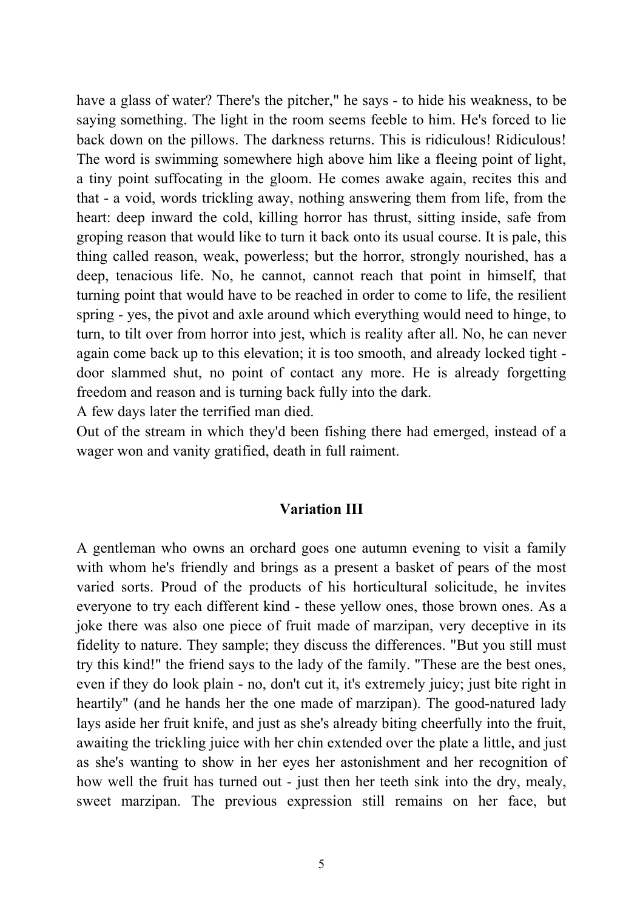have a glass of water? There's the pitcher," he says - to hide his weakness, to be saying something. The light in the room seems feeble to him. He's forced to lie back down on the pillows. The darkness returns. This is ridiculous! Ridiculous! The word is swimming somewhere high above him like a fleeing point of light, a tiny point suffocating in the gloom. He comes awake again, recites this and that - a void, words trickling away, nothing answering them from life, from the heart: deep inward the cold, killing horror has thrust, sitting inside, safe from groping reason that would like to turn it back onto its usual course. It is pale, this thing called reason, weak, powerless; but the horror, strongly nourished, has a deep, tenacious life. No, he cannot, cannot reach that point in himself, that turning point that would have to be reached in order to come to life, the resilient spring - yes, the pivot and axle around which everything would need to hinge, to turn, to tilt over from horror into jest, which is reality after all. No, he can never again come back up to this elevation; it is too smooth, and already locked tight - door slammed shut, no point of contact any more. He is already forgetting freedom and reason and is turning back fully into the dark.

A few days later the terrified man died.

Out of the stream in which they'd been fishing there had emerged, instead of a wager won and vanity gratified, death in full raiment.

## Variation III

A gentleman who owns an orchard goes one autumn evening to visit a family with whom he's friendly and brings as a present a basket of pears of the most varied sorts. Proud of the products of his horticultural solicitude, he invites everyone to try each different kind - these yellow ones, those brown ones. As a joke there was also one piece of fruit made of marzipan, very deceptive in its fidelity to nature. They sample; they discuss the differences. "But you still must try this kind!" the friend says to the lady of the family. "These are the best ones, even if they do look plain - no, don't cut it, it's extremely juicy; just bite right in heartily" (and he hands her the one made of marzipan). The good-natured lady lays aside her fruit knife, and just as she's already biting cheerfully into the fruit, awaiting the trickling juice with her chin extended over the plate a little, and just as she's wanting to show in her eyes her astonishment and her recognition of how well the fruit has turned out - just then her teeth sink into the dry, mealy, sweet marzipan. The previous expression still remains on her face, but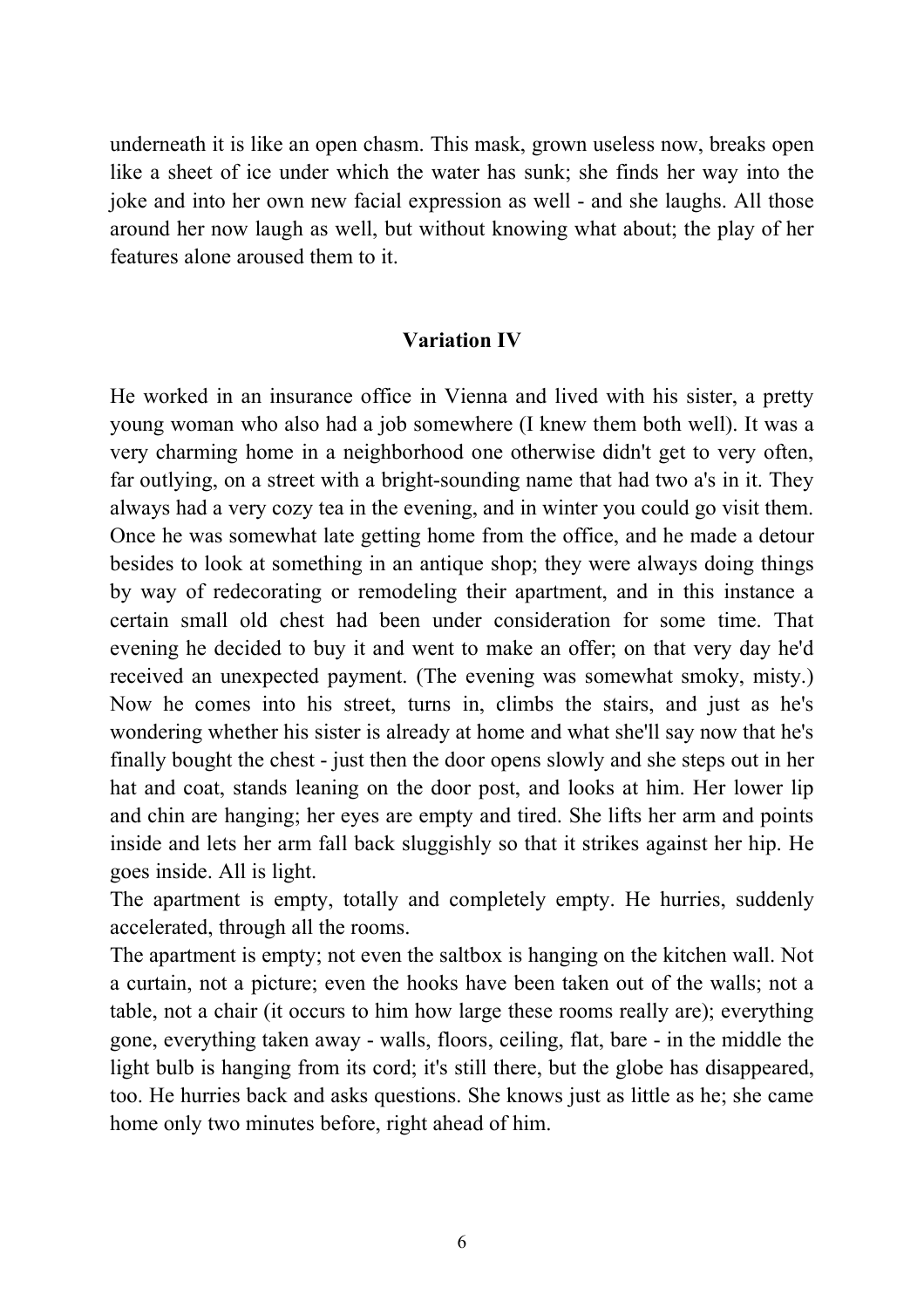underneath it is like an open chasm. This mask, grown useless now, breaks open like a sheet of ice under which the water has sunk; she finds her way into the joke and into her own new facial expression as well - and she laughs. All those around her now laugh as well, but without knowing what about; the play of her features alone aroused them to it.

## Variation IV

He worked in an insurance office in Vienna and lived with his sister, a pretty young woman who also had a job somewhere (I knew them both well). It was a very charming home in a neighborhood one otherwise didn't get to very often, far outlying, on a street with a bright-sounding name that had two a's in it. They always had a very cozy tea in the evening, and in winter you could go visit them. Once he was somewhat late getting home from the office, and he made a detour besides to look at something in an antique shop; they were always doing things by way of redecorating or remodeling their apartment, and in this instance a certain small old chest had been under consideration for some time. That evening he decided to buy it and went to make an offer; on that very day he'd received an unexpected payment. (The evening was somewhat smoky, misty.) Now he comes into his street, turns in, climbs the stairs, and just as he's wondering whether his sister is already at home and what she'll say now that he's finally bought the chest - just then the door opens slowly and she steps out in her hat and coat, stands leaning on the door post, and looks at him. Her lower lip and chin are hanging; her eyes are empty and tired. She lifts her arm and points inside and lets her arm fall back sluggishly so that it strikes against her hip. He goes inside. All is light.

The apartment is empty, totally and completely empty. He hurries, suddenly accelerated, through all the rooms.

The apartment is empty; not even the saltbox is hanging on the kitchen wall. Not a curtain, not a picture; even the hooks have been taken out of the walls; not a table, not a chair (it occurs to him how large these rooms really are); everything gone, everything taken away - walls, floors, ceiling, flat, bare - in the middle the light bulb is hanging from its cord; it's still there, but the globe has disappeared, too. He hurries back and asks questions. She knows just as little as he; she came home only two minutes before, right ahead of him.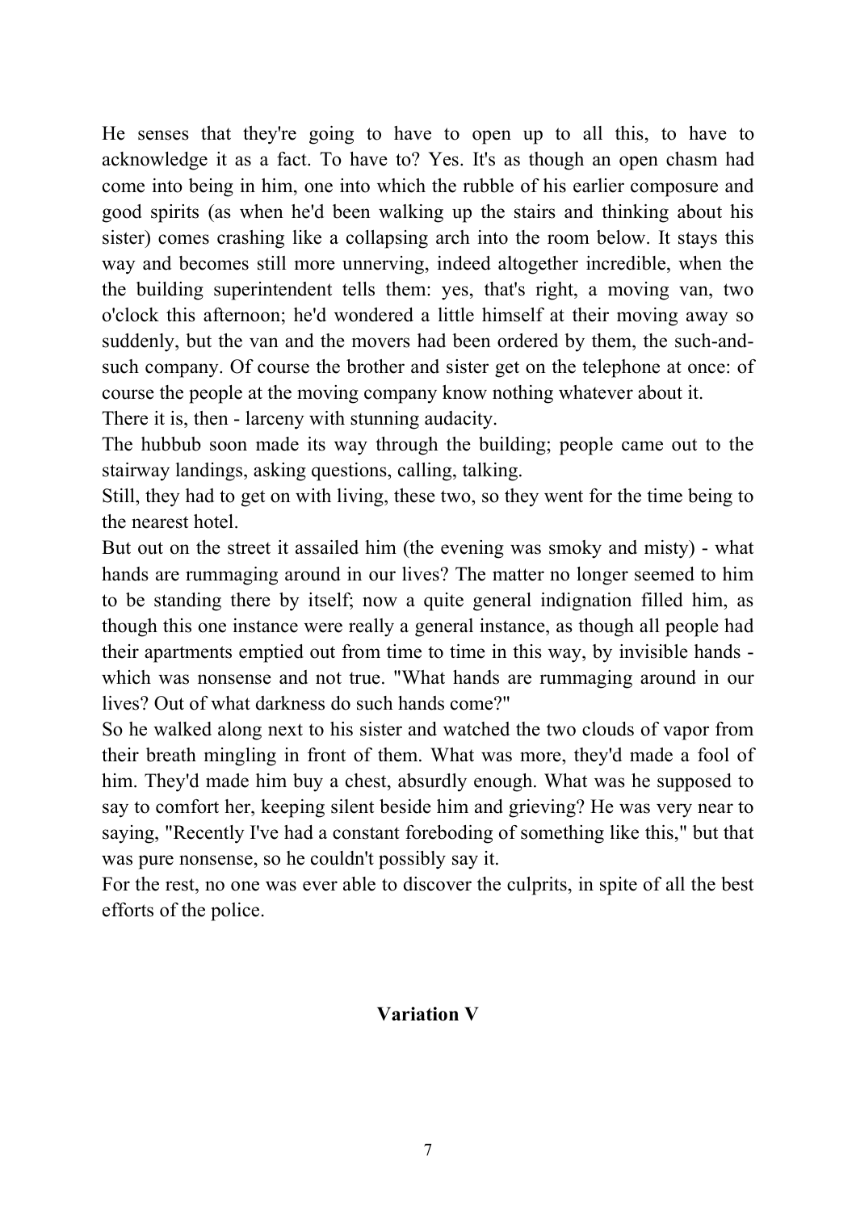He senses that they're going to have to open up to all this, to have to acknowledge it as a fact. To have to? Yes. It's as though an open chasm had come into being in him, one into which the rubble of his earlier composure and good spirits (as when he'd been walking up the stairs and thinking about his sister) comes crashing like a collapsing arch into the room below. It stays this way and becomes still more unnerving, indeed altogether incredible, when the the building superintendent tells them: yes, that's right, a moving van, two o'clock this afternoon; he'd wondered a little himself at their moving away so suddenly, but the van and the movers had been ordered by them, the such-and-such company. Of course the brother and sister get on the telephone at once: of course the people at the moving company know nothing whatever about it.

There it is, then - larceny with stunning audacity.

The hubbub soon made its way through the building; people came out to the stairway landings, asking questions, calling, talking.

Still, they had to get on with living, these two, so they went for the time being to the nearest hotel.

But out on the street it assailed him (the evening was smoky and misty) - what hands are rummaging around in our lives? The matter no longer seemed to him to be standing there by itself; now a quite general indignation filled him, as though this one instance were really a general instance, as though all people had their apartments emptied out from time to time in this way, by invisible hands - which was nonsense and not true. "What hands are rummaging around in our lives? Out of what darkness do such hands come?"

So he walked along next to his sister and watched the two clouds of vapor from their breath mingling in front of them. What was more, they'd made a fool of him. They'd made him buy a chest, absurdly enough. What was he supposed to say to comfort her, keeping silent beside him and grieving? He was very near to saying, "Recently I've had a constant foreboding of something like this," but that was pure nonsense, so he couldn't possibly say it.

For the rest, no one was ever able to discover the culprits, in spite of all the best efforts of the police.

## Variation V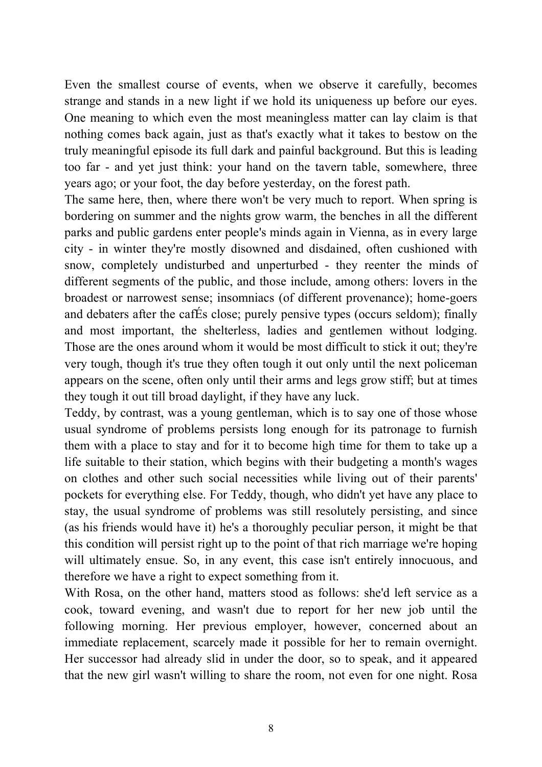Even the smallest course of events, when we observe it carefully, becomes strange and stands in a new light if we hold its uniqueness up before our eyes. One meaning to which even the most meaningless matter can lay claim is that nothing comes back again, just as that's exactly what it takes to bestow on the truly meaningful episode its full dark and painful background. But this is leading too far - and yet just think: your hand on the tavern table, somewhere, three years ago; or your foot, the day before yesterday, on the forest path.

The same here, then, where there won't be very much to report. When spring is bordering on summer and the nights grow warm, the benches in all the different parks and public gardens enter people's minds again in Vienna, as in every large city - in winter they're mostly disowned and disdained, often cushioned with snow, completely undisturbed and unperturbed - they reenter the minds of different segments of the public, and those include, among others: lovers in the broadest or narrowest sense; insomniacs (of different provenance); home-goers and debaters after the cafÉs close; purely pensive types (occurs seldom); finally and most important, the shelterless, ladies and gentlemen without lodging. Those are the ones around whom it would be most difficult to stick it out; they're very tough, though it's true they often tough it out only until the next policeman appears on the scene, often only until their arms and legs grow stiff; but at times they tough it out till broad daylight, if they have any luck.

Teddy, by contrast, was a young gentleman, which is to say one of those whose usual syndrome of problems persists long enough for its patronage to furnish them with a place to stay and for it to become high time for them to take up a life suitable to their station, which begins with their budgeting a month's wages on clothes and other such social necessities while living out of their parents' pockets for everything else. For Teddy, though, who didn't yet have any place to stay, the usual syndrome of problems was still resolutely persisting, and since (as his friends would have it) he's a thoroughly peculiar person, it might be that this condition will persist right up to the point of that rich marriage we're hoping will ultimately ensue. So, in any event, this case isn't entirely innocuous, and therefore we have a right to expect something from it.

With Rosa, on the other hand, matters stood as follows: she'd left service as a cook, toward evening, and wasn't due to report for her new job until the following morning. Her previous employer, however, concerned about an immediate replacement, scarcely made it possible for her to remain overnight. Her successor had already slid in under the door, so to speak, and it appeared that the new girl wasn't willing to share the room, not even for one night. Rosa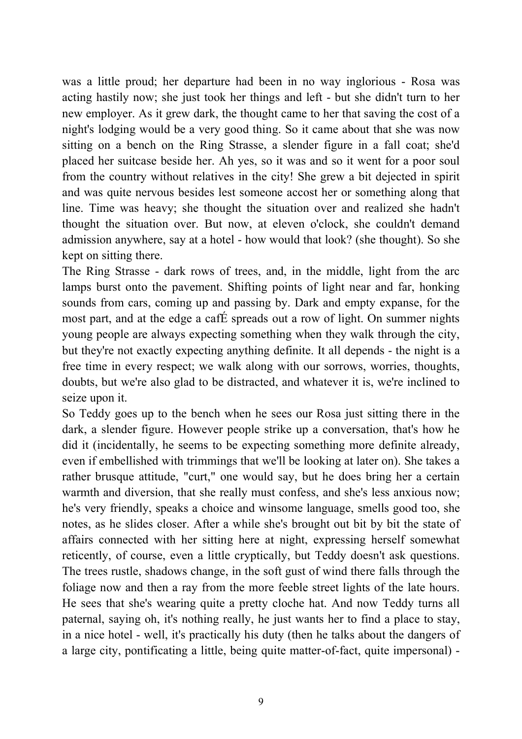was a little proud; her departure had been in no way inglorious - Rosa was acting hastily now; she just took her things and left - but she didn't turn to her new employer. As it grew dark, the thought came to her that saving the cost of a night's lodging would be a very good thing. So it came about that she was now sitting on a bench on the Ring Strasse, a slender figure in a fall coat; she'd placed her suitcase beside her. Ah yes, so it was and so it went for a poor soul from the country without relatives in the city! She grew a bit dejected in spirit and was quite nervous besides lest someone accost her or something along that line. Time was heavy; she thought the situation over and realized she hadn't thought the situation over. But now, at eleven o'clock, she couldn't demand admission anywhere, say at a hotel - how would that look? (she thought). So she kept on sitting there.

The Ring Strasse - dark rows of trees, and, in the middle, light from the arc lamps burst onto the pavement. Shifting points of light near and far, honking sounds from cars, coming up and passing by. Dark and empty expanse, for the most part, and at the edge a cafÉ spreads out a row of light. On summer nights young people are always expecting something when they walk through the city, but they're not exactly expecting anything definite. It all depends - the night is a free time in every respect; we walk along with our sorrows, worries, thoughts, doubts, but we're also glad to be distracted, and whatever it is, we're inclined to seize upon it.

So Teddy goes up to the bench when he sees our Rosa just sitting there in the dark, a slender figure. However people strike up a conversation, that's how he did it (incidentally, he seems to be expecting something more definite already, even if embellished with trimmings that we'll be looking at later on). She takes a rather brusque attitude, "curt," one would say, but he does bring her a certain warmth and diversion, that she really must confess, and she's less anxious now; he's very friendly, speaks a choice and winsome language, smells good too, she notes, as he slides closer. After a while she's brought out bit by bit the state of affairs connected with her sitting here at night, expressing herself somewhat reticently, of course, even a little cryptically, but Teddy doesn't ask questions. The trees rustle, shadows change, in the soft gust of wind there falls through the foliage now and then a ray from the more feeble street lights of the late hours. He sees that she's wearing quite a pretty cloche hat. And now Teddy turns all paternal, saying oh, it's nothing really, he just wants her to find a place to stay, in a nice hotel - well, it's practically his duty (then he talks about the dangers of a large city, pontificating a little, being quite matter-of-fact, quite impersonal) -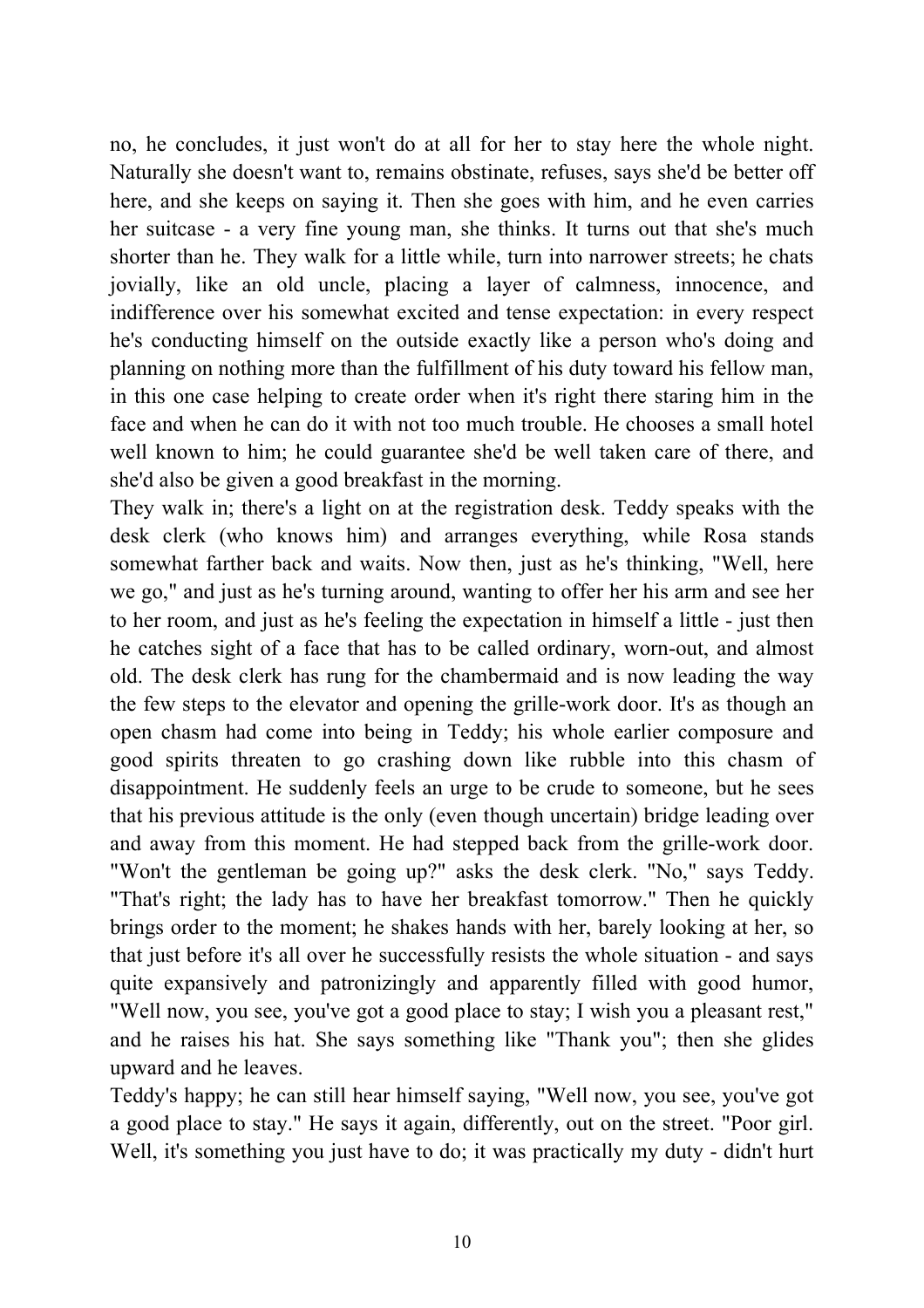no, he concludes, it just won't do at all for her to stay here the whole night. Naturally she doesn't want to, remains obstinate, refuses, says she'd be better off here, and she keeps on saying it. Then she goes with him, and he even carries her suitcase - a very fine young man, she thinks. It turns out that she's much shorter than he. They walk for a little while, turn into narrower streets; he chats jovially, like an old uncle, placing a layer of calmness, innocence, and indifference over his somewhat excited and tense expectation: in every respect he's conducting himself on the outside exactly like a person who's doing and planning on nothing more than the fulfillment of his duty toward his fellow man, in this one case helping to create order when it's right there staring him in the face and when he can do it with not too much trouble. He chooses a small hotel well known to him; he could guarantee she'd be well taken care of there, and she'd also be given a good breakfast in the morning.

They walk in; there's a light on at the registration desk. Teddy speaks with the desk clerk (who knows him) and arranges everything, while Rosa stands somewhat farther back and waits. Now then, just as he's thinking, "Well, here we go," and just as he's turning around, wanting to offer her his arm and see her to her room, and just as he's feeling the expectation in himself a little - just then he catches sight of a face that has to be called ordinary, worn-out, and almost old. The desk clerk has rung for the chambermaid and is now leading the way the few steps to the elevator and opening the grille-work door. It's as though an open chasm had come into being in Teddy; his whole earlier composure and good spirits threaten to go crashing down like rubble into this chasm of disappointment. He suddenly feels an urge to be crude to someone, but he sees that his previous attitude is the only (even though uncertain) bridge leading over and away from this moment. He had stepped back from the grille-work door. "Won't the gentleman be going up?" asks the desk clerk. "No," says Teddy. "That's right; the lady has to have her breakfast tomorrow." Then he quickly brings order to the moment; he shakes hands with her, barely looking at her, so that just before it's all over he successfully resists the whole situation - and says quite expansively and patronizingly and apparently filled with good humor, "Well now, you see, you've got a good place to stay; I wish you a pleasant rest," and he raises his hat. She says something like "Thank you"; then she glides upward and he leaves.

Teddy's happy; he can still hear himself saying, "Well now, you see, you've got a good place to stay." He says it again, differently, out on the street. "Poor girl. Well, it's something you just have to do; it was practically my duty - didn't hurt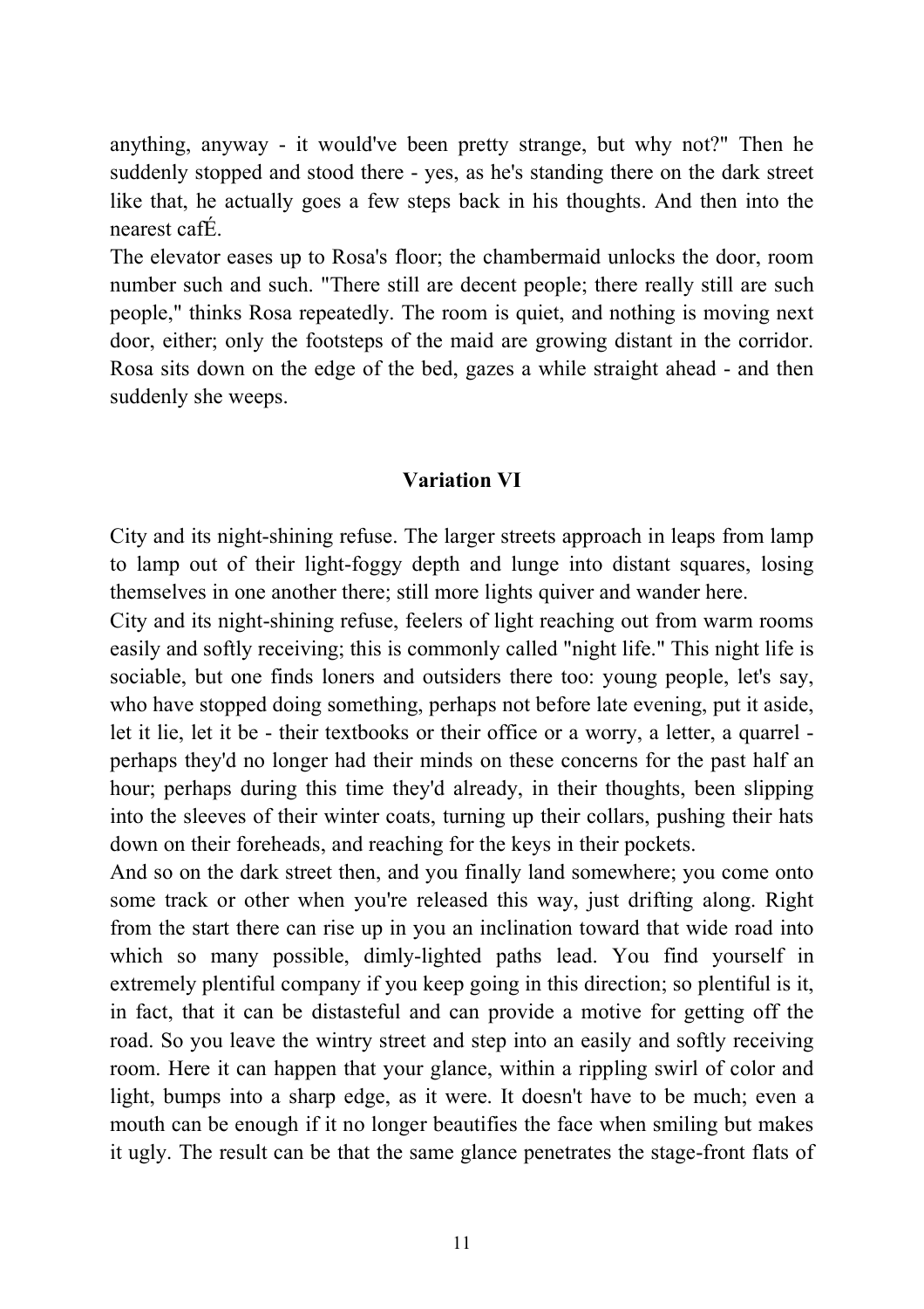anything, anyway - it would've been pretty strange, but why not?" Then he suddenly stopped and stood there - yes, as he's standing there on the dark street like that, he actually goes a few steps back in his thoughts. And then into the nearest cafÉ.

The elevator eases up to Rosa's floor; the chambermaid unlocks the door, room number such and such. "There still are decent people; there really still are such people," thinks Rosa repeatedly. The room is quiet, and nothing is moving next door, either; only the footsteps of the maid are growing distant in the corridor. Rosa sits down on the edge of the bed, gazes a while straight ahead - and then suddenly she weeps.

### Variation VI

City and its night-shining refuse. The larger streets approach in leaps from lamp to lamp out of their light-foggy depth and lunge into distant squares, losing themselves in one another there; still more lights quiver and wander here.

City and its night-shining refuse, feelers of light reaching out from warm rooms easily and softly receiving; this is commonly called "night life." This night life is sociable, but one finds loners and outsiders there too: young people, let's say, who have stopped doing something, perhaps not before late evening, put it aside, let it lie, let it be - their textbooks or their office or a worry, a letter, a quarrel - perhaps they'd no longer had their minds on these concerns for the past half an hour; perhaps during this time they'd already, in their thoughts, been slipping into the sleeves of their winter coats, turning up their collars, pushing their hats down on their foreheads, and reaching for the keys in their pockets.

And so on the dark street then, and you finally land somewhere; you come onto some track or other when you're released this way, just drifting along. Right from the start there can rise up in you an inclination toward that wide road into which so many possible, dimly-lighted paths lead. You find yourself in extremely plentiful company if you keep going in this direction; so plentiful is it, in fact, that it can be distasteful and can provide a motive for getting off the road. So you leave the wintry street and step into an easily and softly receiving room. Here it can happen that your glance, within a rippling swirl of color and light, bumps into a sharp edge, as it were. It doesn't have to be much; even a mouth can be enough if it no longer beautifies the face when smiling but makes it ugly. The result can be that the same glance penetrates the stage-front flats of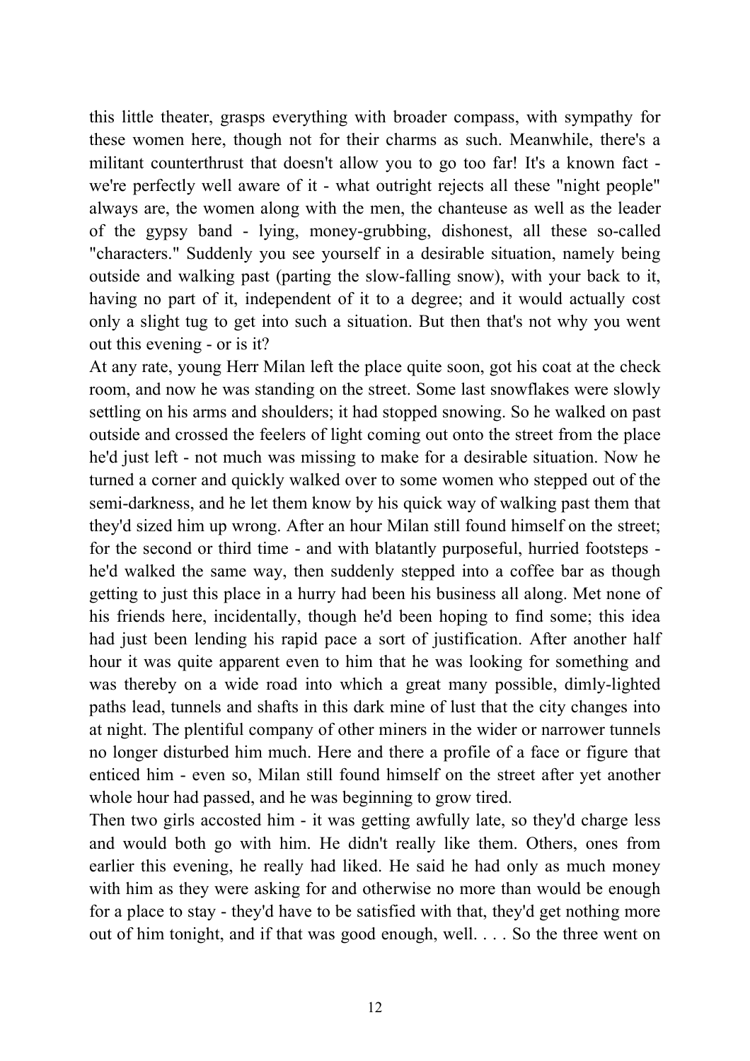this little theater, grasps everything with broader compass, with sympathy for these women here, though not for their charms as such. Meanwhile, there's a militant counterthrust that doesn't allow you to go too far! It's a known fact - we're perfectly well aware of it - what outright rejects all these "night people" always are, the women along with the men, the chanteuse as well as the leader of the gypsy band - lying, money-grubbing, dishonest, all these so-called "characters." Suddenly you see yourself in a desirable situation, namely being outside and walking past (parting the slow-falling snow), with your back to it, having no part of it, independent of it to a degree; and it would actually cost only a slight tug to get into such a situation. But then that's not why you went out this evening - or is it?

At any rate, young Herr Milan left the place quite soon, got his coat at the check room, and now he was standing on the street. Some last snowflakes were slowly settling on his arms and shoulders; it had stopped snowing. So he walked on past outside and crossed the feelers of light coming out onto the street from the place he'd just left - not much was missing to make for a desirable situation. Now he turned a corner and quickly walked over to some women who stepped out of the semi-darkness, and he let them know by his quick way of walking past them that they'd sized him up wrong. After an hour Milan still found himself on the street; for the second or third time - and with blatantly purposeful, hurried footsteps - he'd walked the same way, then suddenly stepped into a coffee bar as though getting to just this place in a hurry had been his business all along. Met none of his friends here, incidentally, though he'd been hoping to find some; this idea had just been lending his rapid pace a sort of justification. After another half hour it was quite apparent even to him that he was looking for something and was thereby on a wide road into which a great many possible, dimly-lighted paths lead, tunnels and shafts in this dark mine of lust that the city changes into at night. The plentiful company of other miners in the wider or narrower tunnels no longer disturbed him much. Here and there a profile of a face or figure that enticed him - even so, Milan still found himself on the street after yet another whole hour had passed, and he was beginning to grow tired.

Then two girls accosted him - it was getting awfully late, so they'd charge less and would both go with him. He didn't really like them. Others, ones from earlier this evening, he really had liked. He said he had only as much money with him as they were asking for and otherwise no more than would be enough for a place to stay - they'd have to be satisfied with that, they'd get nothing more out of him tonight, and if that was good enough, well. . . . So the three went on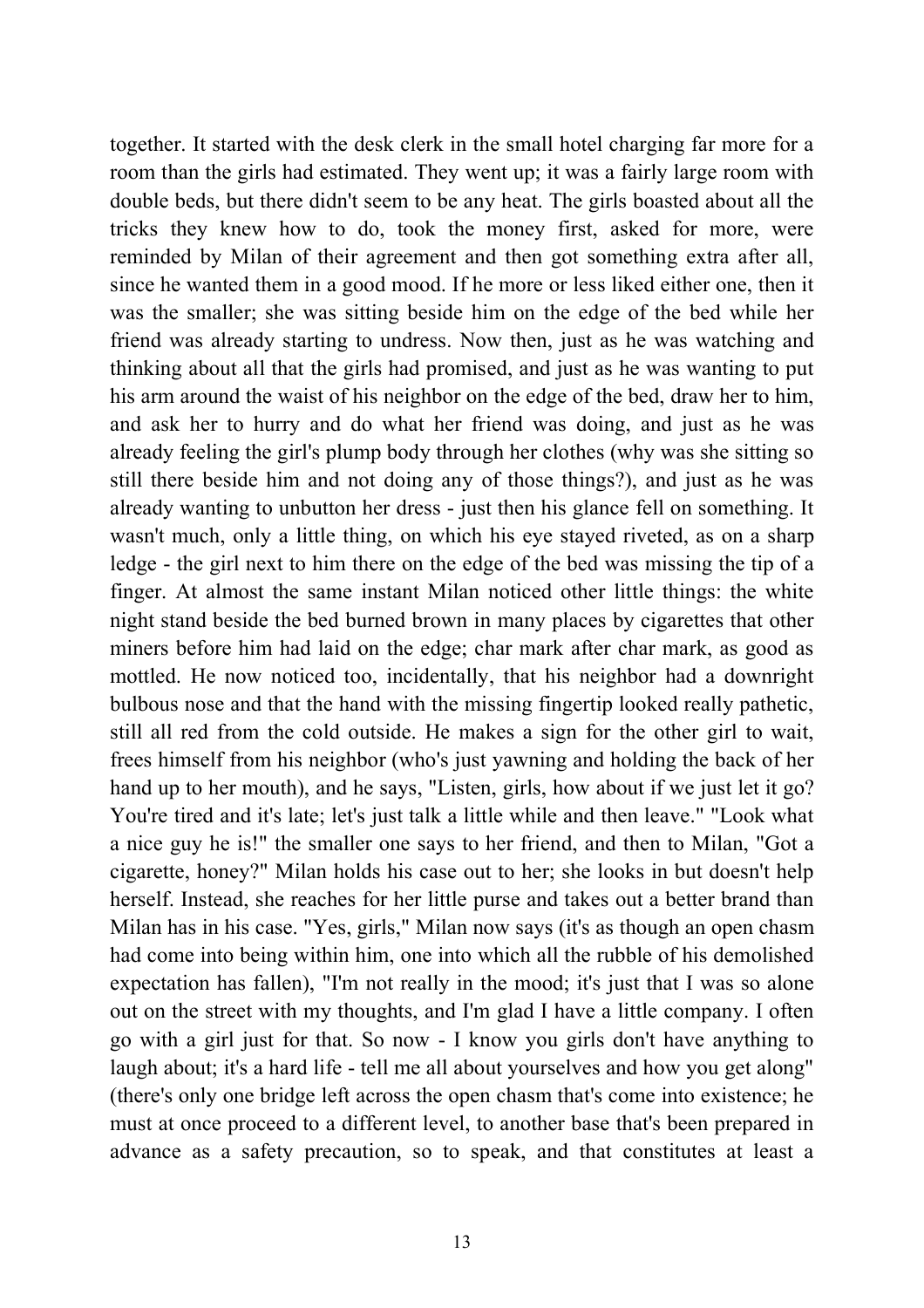together. It started with the desk clerk in the small hotel charging far more for a room than the girls had estimated. They went up; it was a fairly large room with double beds, but there didn't seem to be any heat. The girls boasted about all the tricks they knew how to do, took the money first, asked for more, were reminded by Milan of their agreement and then got something extra after all, since he wanted them in a good mood. If he more or less liked either one, then it was the smaller; she was sitting beside him on the edge of the bed while her friend was already starting to undress. Now then, just as he was watching and thinking about all that the girls had promised, and just as he was wanting to put his arm around the waist of his neighbor on the edge of the bed, draw her to him, and ask her to hurry and do what her friend was doing, and just as he was already feeling the girl's plump body through her clothes (why was she sitting so still there beside him and not doing any of those things?), and just as he was already wanting to unbutton her dress - just then his glance fell on something. It wasn't much, only a little thing, on which his eye stayed riveted, as on a sharp ledge - the girl next to him there on the edge of the bed was missing the tip of a finger. At almost the same instant Milan noticed other little things: the white night stand beside the bed burned brown in many places by cigarettes that other miners before him had laid on the edge; char mark after char mark, as good as mottled. He now noticed too, incidentally, that his neighbor had a downright bulbous nose and that the hand with the missing fingertip looked really pathetic, still all red from the cold outside. He makes a sign for the other girl to wait, frees himself from his neighbor (who's just yawning and holding the back of her hand up to her mouth), and he says, "Listen, girls, how about if we just let it go? You're tired and it's late; let's just talk a little while and then leave." "Look what a nice guy he is!" the smaller one says to her friend, and then to Milan, "Got a cigarette, honey?" Milan holds his case out to her; she looks in but doesn't help herself. Instead, she reaches for her little purse and takes out a better brand than Milan has in his case. "Yes, girls," Milan now says (it's as though an open chasm had come into being within him, one into which all the rubble of his demolished expectation has fallen), "I'm not really in the mood; it's just that I was so alone out on the street with my thoughts, and I'm glad I have a little company. I often go with a girl just for that. So now - I know you girls don't have anything to laugh about; it's a hard life - tell me all about yourselves and how you get along" (there's only one bridge left across the open chasm that's come into existence; he must at once proceed to a different level, to another base that's been prepared in advance as a safety precaution, so to speak, and that constitutes at least a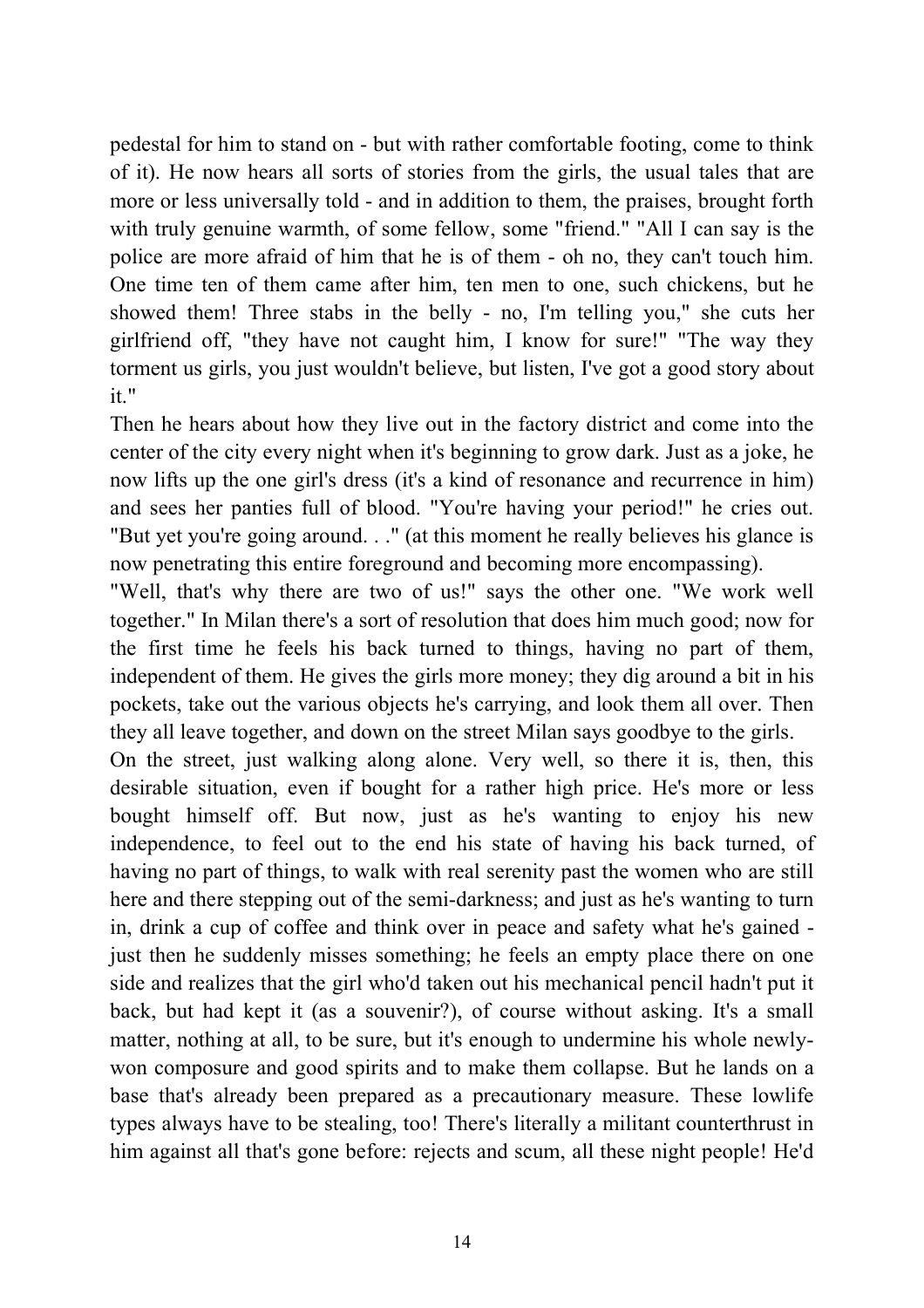pedestal for him to stand on - but with rather comfortable footing, come to think of it). He now hears all sorts of stories from the girls, the usual tales that are more or less universally told - and in addition to them, the praises, brought forth with truly genuine warmth, of some fellow, some "friend." "All I can say is the police are more afraid of him that he is of them - oh no, they can't touch him. One time ten of them came after him, ten men to one, such chickens, but he showed them! Three stabs in the belly - no, I'm telling you," she cuts her girlfriend off, "they have not caught him, I know for sure!" "The way they torment us girls, you just wouldn't believe, but listen, I've got a good story about it."

Then he hears about how they live out in the factory district and come into the center of the city every night when it's beginning to grow dark. Just as a joke, he now lifts up the one girl's dress (it's a kind of resonance and recurrence in him) and sees her panties full of blood. "You're having your period!" he cries out. "But yet you're going around. . ." (at this moment he really believes his glance is now penetrating this entire foreground and becoming more encompassing).

"Well, that's why there are two of us!" says the other one. "We work well together." In Milan there's a sort of resolution that does him much good; now for the first time he feels his back turned to things, having no part of them, independent of them. He gives the girls more money; they dig around a bit in his pockets, take out the various objects he's carrying, and look them all over. Then they all leave together, and down on the street Milan says goodbye to the girls.

On the street, just walking along alone. Very well, so there it is, then, this desirable situation, even if bought for a rather high price. He's more or less bought himself off. But now, just as he's wanting to enjoy his new independence, to feel out to the end his state of having his back turned, of having no part of things, to walk with real serenity past the women who are still here and there stepping out of the semi-darkness; and just as he's wanting to turn in, drink a cup of coffee and think over in peace and safety what he's gained - just then he suddenly misses something; he feels an empty place there on one side and realizes that the girl who'd taken out his mechanical pencil hadn't put it back, but had kept it (as a souvenir?), of course without asking. It's a small matter, nothing at all, to be sure, but it's enough to undermine his whole newly-won composure and good spirits and to make them collapse. But he lands on a base that's already been prepared as a precautionary measure. These lowlife types always have to be stealing, too! There's literally a militant counterthrust in him against all that's gone before: rejects and scum, all these night people! He'd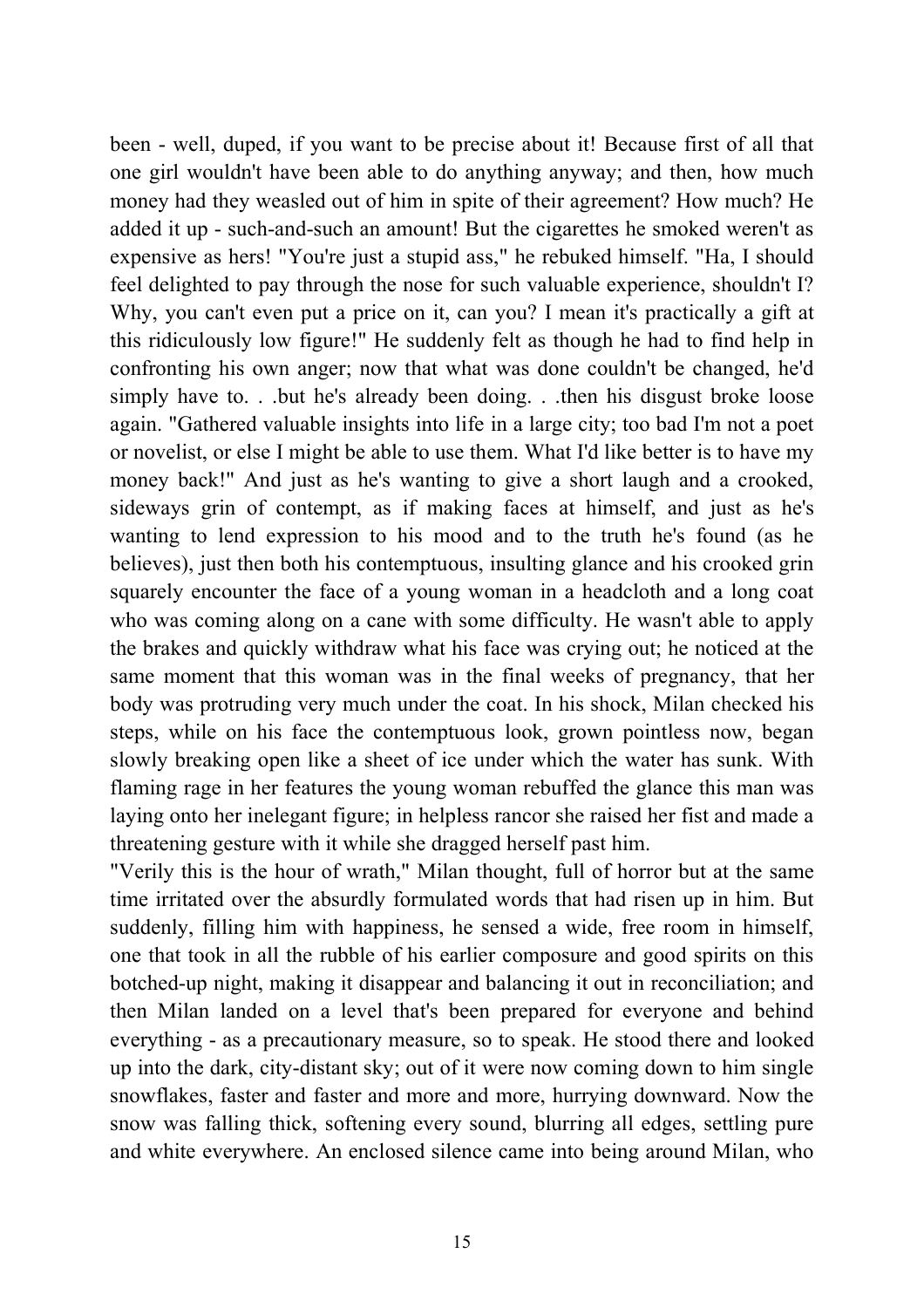been - well, duped, if you want to be precise about it! Because first of all that one girl wouldn't have been able to do anything anyway; and then, how much money had they weasled out of him in spite of their agreement? How much? He added it up - such-and-such an amount! But the cigarettes he smoked weren't as expensive as hers! "You're just a stupid ass," he rebuked himself. "Ha, I should feel delighted to pay through the nose for such valuable experience, shouldn't I? Why, you can't even put a price on it, can you? I mean it's practically a gift at this ridiculously low figure!" He suddenly felt as though he had to find help in confronting his own anger; now that what was done couldn't be changed, he'd simply have to. . .but he's already been doing. . .then his disgust broke loose again. "Gathered valuable insights into life in a large city; too bad I'm not a poet or novelist, or else I might be able to use them. What I'd like better is to have my money back!" And just as he's wanting to give a short laugh and a crooked, sideways grin of contempt, as if making faces at himself, and just as he's wanting to lend expression to his mood and to the truth he's found (as he believes), just then both his contemptuous, insulting glance and his crooked grin squarely encounter the face of a young woman in a headcloth and a long coat who was coming along on a cane with some difficulty. He wasn't able to apply the brakes and quickly withdraw what his face was crying out; he noticed at the same moment that this woman was in the final weeks of pregnancy, that her body was protruding very much under the coat. In his shock, Milan checked his steps, while on his face the contemptuous look, grown pointless now, began slowly breaking open like a sheet of ice under which the water has sunk. With flaming rage in her features the young woman rebuffed the glance this man was laying onto her inelegant figure; in helpless rancor she raised her fist and made a threatening gesture with it while she dragged herself past him.

"Verily this is the hour of wrath," Milan thought, full of horror but at the same time irritated over the absurdly formulated words that had risen up in him. But suddenly, filling him with happiness, he sensed a wide, free room in himself, one that took in all the rubble of his earlier composure and good spirits on this botched-up night, making it disappear and balancing it out in reconciliation; and then Milan landed on a level that's been prepared for everyone and behind everything - as a precautionary measure, so to speak. He stood there and looked up into the dark, city-distant sky; out of it were now coming down to him single snowflakes, faster and faster and more and more, hurrying downward. Now the snow was falling thick, softening every sound, blurring all edges, settling pure and white everywhere. An enclosed silence came into being around Milan, who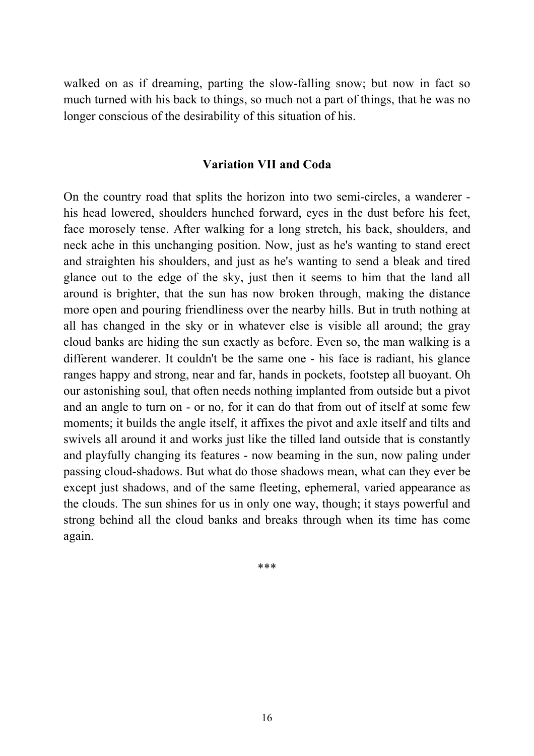walked on as if dreaming, parting the slow-falling snow; but now in fact so much turned with his back to things, so much not a part of things, that he was no longer conscious of the desirability of this situation of his.

### Variation VII and Coda

On the country road that splits the horizon into two semi-circles, a wanderer - his head lowered, shoulders hunched forward, eyes in the dust before his feet, face morosely tense. After walking for a long stretch, his back, shoulders, and neck ache in this unchanging position. Now, just as he's wanting to stand erect and straighten his shoulders, and just as he's wanting to send a bleak and tired glance out to the edge of the sky, just then it seems to him that the land all around is brighter, that the sun has now broken through, making the distance more open and pouring friendliness over the nearby hills. But in truth nothing at all has changed in the sky or in whatever else is visible all around; the gray cloud banks are hiding the sun exactly as before. Even so, the man walking is a different wanderer. It couldn't be the same one - his face is radiant, his glance ranges happy and strong, near and far, hands in pockets, footstep all buoyant. Oh our astonishing soul, that often needs nothing implanted from outside but a pivot and an angle to turn on - or no, for it can do that from out of itself at some few moments; it builds the angle itself, it affixes the pivot and axle itself and tilts and swivels all around it and works just like the tilled land outside that is constantly and playfully changing its features - now beaming in the sun, now paling under passing cloud-shadows. But what do those shadows mean, what can they ever be except just shadows, and of the same fleeting, ephemeral, varied appearance as the clouds. The sun shines for us in only one way, though; it stays powerful and strong behind all the cloud banks and breaks through when its time has come again.

***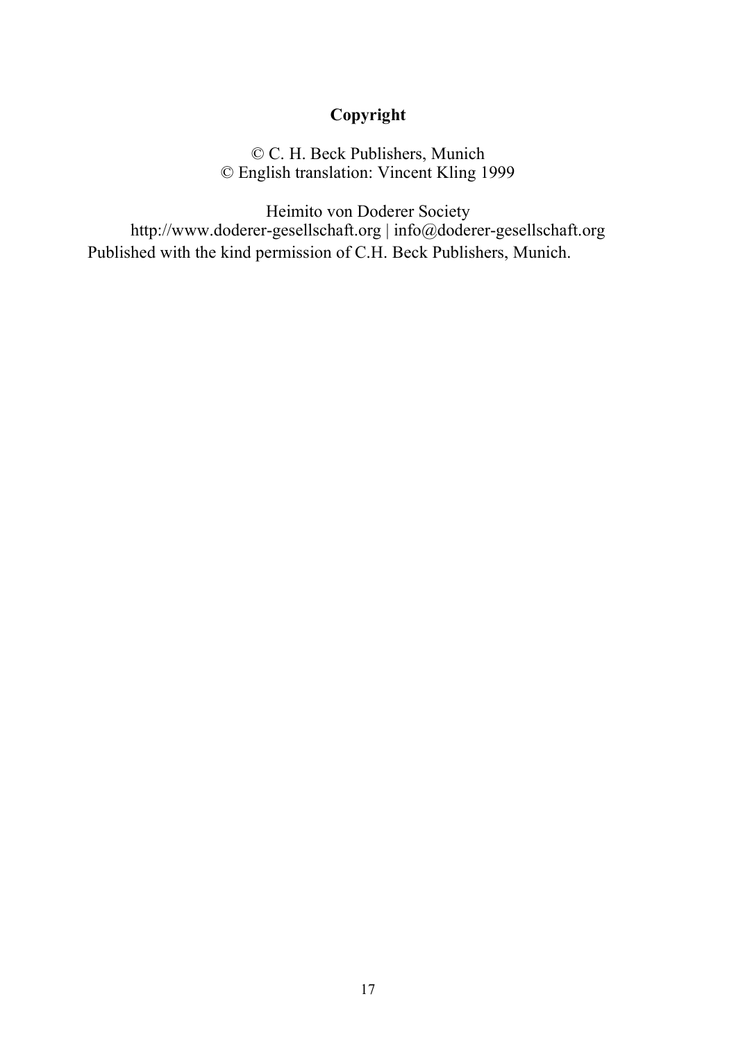## Copyright

© C. H. Beck Publishers, Munich
© English translation: Vincent Kling 1999

Heimito von Doderer Society
http://www.doderer-gesellschaft.org | info@doderer-gesellschaft.org
Published with the kind permission of C.H. Beck Publishers, Munich.